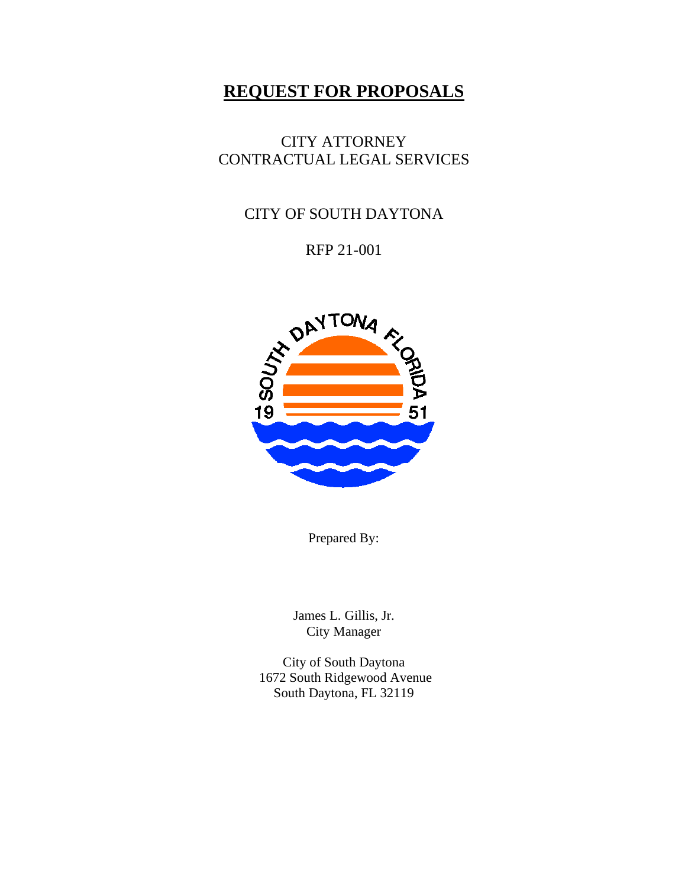# **REQUEST FOR PROPOSALS**

CITY ATTORNEY
CONTRACTUAL LEGAL SERVICES

CITY OF SOUTH DAYTONA

RFP 21-001

Prepared By:

James L. Gillis, Jr.
City Manager

City of South Daytona
1672 South Ridgewood Avenue
South Daytona, FL 32119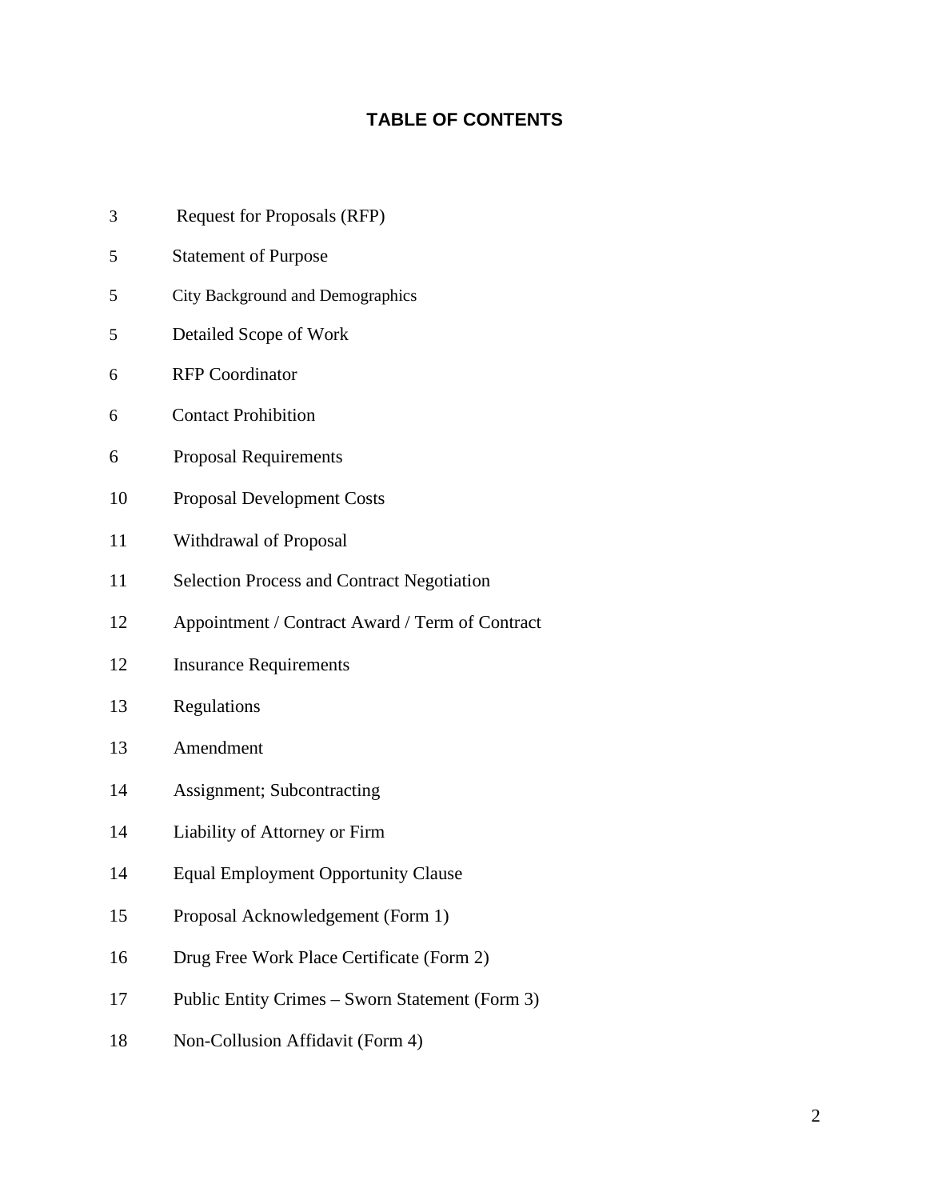# TABLE OF CONTENTS

| | |
|---|---|
| 3 | Request for Proposals (RFP) |
| 5 | Statement of Purpose |
| 5 | City Background and Demographics |
| 5 | Detailed Scope of Work |
| 6 | RFP Coordinator |
| 6 | Contact Prohibition |
| 6 | Proposal Requirements |
| 10 | Proposal Development Costs |
| 11 | Withdrawal of Proposal |
| 11 | Selection Process and Contract Negotiation |
| 12 | Appointment / Contract Award / Term of Contract |
| 12 | Insurance Requirements |
| 13 | Regulations |
| 13 | Amendment |
| 14 | Assignment; Subcontracting |
| 14 | Liability of Attorney or Firm |
| 14 | Equal Employment Opportunity Clause |
| 15 | Proposal Acknowledgement (Form 1) |
| 16 | Drug Free Work Place Certificate (Form 2) |
| 17 | Public Entity Crimes – Sworn Statement (Form 3) |
| 18 | Non-Collusion Affidavit (Form 4) |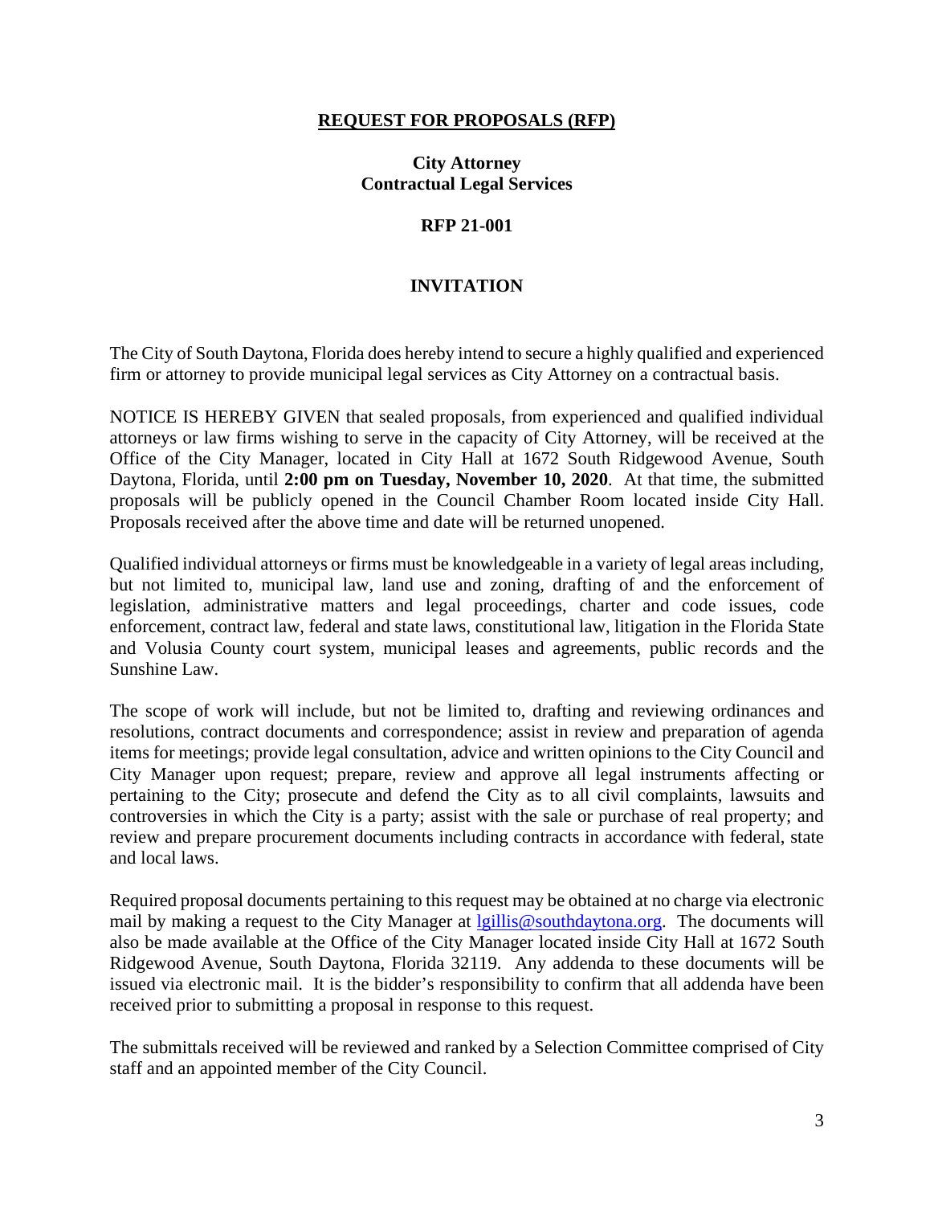## REQUEST FOR PROPOSALS (RFP)

### City Attorney
### Contractual Legal Services

### RFP 21-001

### INVITATION

The City of South Daytona, Florida does hereby intend to secure a highly qualified and experienced firm or attorney to provide municipal legal services as City Attorney on a contractual basis.

NOTICE IS HEREBY GIVEN that sealed proposals, from experienced and qualified individual attorneys or law firms wishing to serve in the capacity of City Attorney, will be received at the Office of the City Manager, located in City Hall at 1672 South Ridgewood Avenue, South Daytona, Florida, until **2:00 pm on Tuesday, November 10, 2020**. At that time, the submitted proposals will be publicly opened in the Council Chamber Room located inside City Hall. Proposals received after the above time and date will be returned unopened.

Qualified individual attorneys or firms must be knowledgeable in a variety of legal areas including, but not limited to, municipal law, land use and zoning, drafting of and the enforcement of legislation, administrative matters and legal proceedings, charter and code issues, code enforcement, contract law, federal and state laws, constitutional law, litigation in the Florida State and Volusia County court system, municipal leases and agreements, public records and the Sunshine Law.

The scope of work will include, but not be limited to, drafting and reviewing ordinances and resolutions, contract documents and correspondence; assist in review and preparation of agenda items for meetings; provide legal consultation, advice and written opinions to the City Council and City Manager upon request; prepare, review and approve all legal instruments affecting or pertaining to the City; prosecute and defend the City as to all civil complaints, lawsuits and controversies in which the City is a party; assist with the sale or purchase of real property; and review and prepare procurement documents including contracts in accordance with federal, state and local laws.

Required proposal documents pertaining to this request may be obtained at no charge via electronic mail by making a request to the City Manager at lgillis@southdaytona.org. The documents will also be made available at the Office of the City Manager located inside City Hall at 1672 South Ridgewood Avenue, South Daytona, Florida 32119. Any addenda to these documents will be issued via electronic mail. It is the bidder's responsibility to confirm that all addenda have been received prior to submitting a proposal in response to this request.

The submittals received will be reviewed and ranked by a Selection Committee comprised of City staff and an appointed member of the City Council.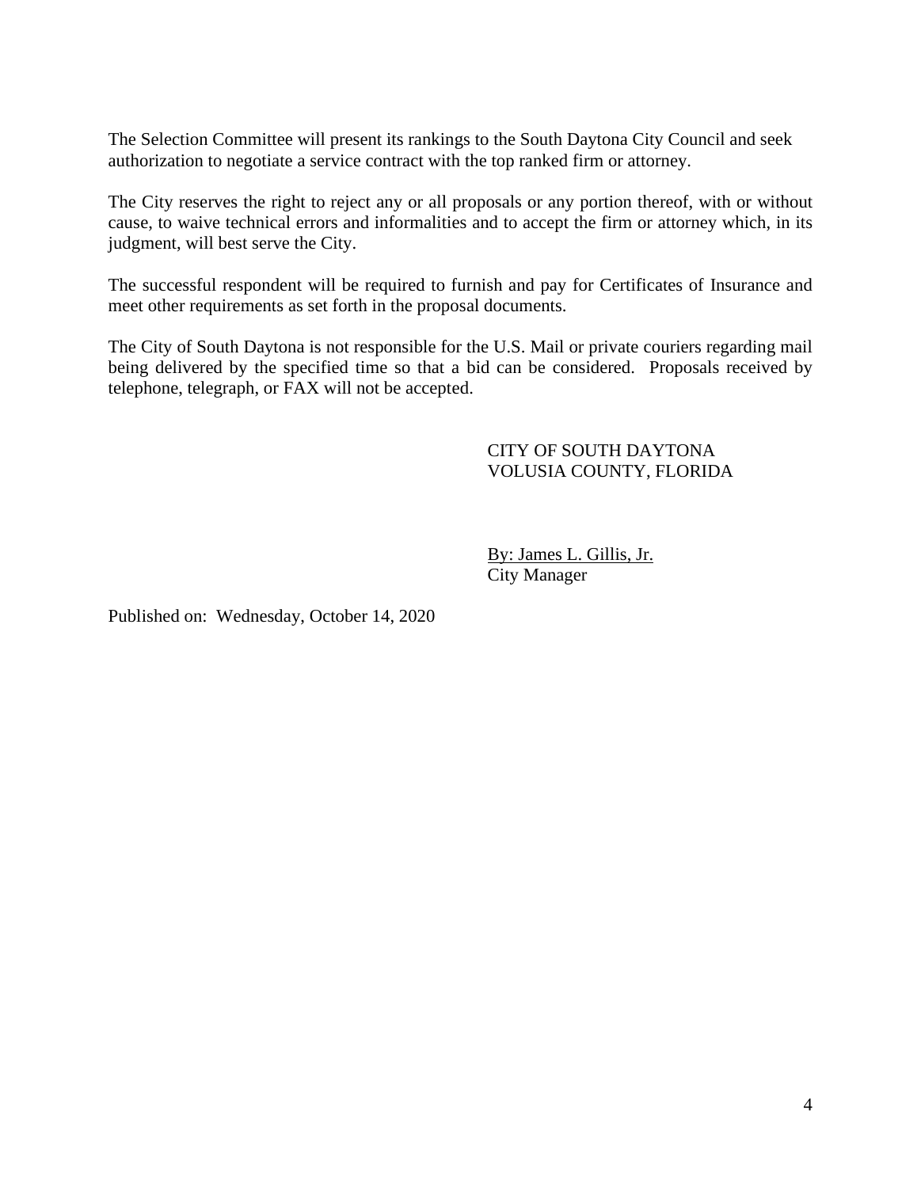The Selection Committee will present its rankings to the South Daytona City Council and seek authorization to negotiate a service contract with the top ranked firm or attorney.

The City reserves the right to reject any or all proposals or any portion thereof, with or without cause, to waive technical errors and informalities and to accept the firm or attorney which, in its judgment, will best serve the City.

The successful respondent will be required to furnish and pay for Certificates of Insurance and meet other requirements as set forth in the proposal documents.

The City of South Daytona is not responsible for the U.S. Mail or private couriers regarding mail being delivered by the specified time so that a bid can be considered. Proposals received by telephone, telegraph, or FAX will not be accepted.

CITY OF SOUTH DAYTONA
VOLUSIA COUNTY, FLORIDA

By: James L. Gillis, Jr.
City Manager

Published on: Wednesday, October 14, 2020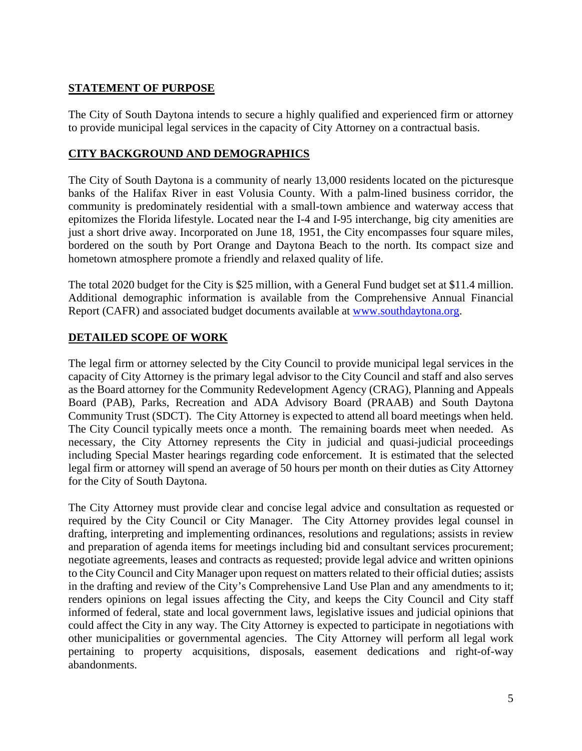## STATEMENT OF PURPOSE

The City of South Daytona intends to secure a highly qualified and experienced firm or attorney to provide municipal legal services in the capacity of City Attorney on a contractual basis.

## CITY BACKGROUND AND DEMOGRAPHICS

The City of South Daytona is a community of nearly 13,000 residents located on the picturesque banks of the Halifax River in east Volusia County. With a palm-lined business corridor, the community is predominately residential with a small-town ambience and waterway access that epitomizes the Florida lifestyle. Located near the I-4 and I-95 interchange, big city amenities are just a short drive away. Incorporated on June 18, 1951, the City encompasses four square miles, bordered on the south by Port Orange and Daytona Beach to the north. Its compact size and hometown atmosphere promote a friendly and relaxed quality of life.

The total 2020 budget for the City is $25 million, with a General Fund budget set at $11.4 million. Additional demographic information is available from the Comprehensive Annual Financial Report (CAFR) and associated budget documents available at [www.southdaytona.org](http://www.southdaytona.org).

## DETAILED SCOPE OF WORK

The legal firm or attorney selected by the City Council to provide municipal legal services in the capacity of City Attorney is the primary legal advisor to the City Council and staff and also serves as the Board attorney for the Community Redevelopment Agency (CRAG), Planning and Appeals Board (PAB), Parks, Recreation and ADA Advisory Board (PRAAB) and South Daytona Community Trust (SDCT). The City Attorney is expected to attend all board meetings when held. The City Council typically meets once a month. The remaining boards meet when needed. As necessary, the City Attorney represents the City in judicial and quasi-judicial proceedings including Special Master hearings regarding code enforcement. It is estimated that the selected legal firm or attorney will spend an average of 50 hours per month on their duties as City Attorney for the City of South Daytona.

The City Attorney must provide clear and concise legal advice and consultation as requested or required by the City Council or City Manager. The City Attorney provides legal counsel in drafting, interpreting and implementing ordinances, resolutions and regulations; assists in review and preparation of agenda items for meetings including bid and consultant services procurement; negotiate agreements, leases and contracts as requested; provide legal advice and written opinions to the City Council and City Manager upon request on matters related to their official duties; assists in the drafting and review of the City's Comprehensive Land Use Plan and any amendments to it; renders opinions on legal issues affecting the City, and keeps the City Council and City staff informed of federal, state and local government laws, legislative issues and judicial opinions that could affect the City in any way. The City Attorney is expected to participate in negotiations with other municipalities or governmental agencies. The City Attorney will perform all legal work pertaining to property acquisitions, disposals, easement dedications and right-of-way abandonments.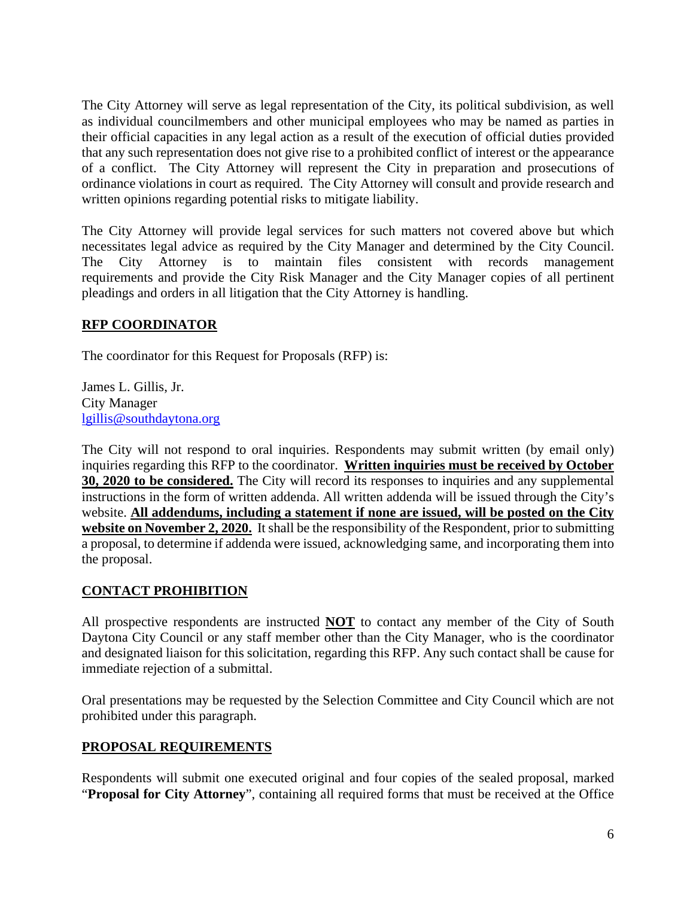The City Attorney will serve as legal representation of the City, its political subdivision, as well as individual councilmembers and other municipal employees who may be named as parties in their official capacities in any legal action as a result of the execution of official duties provided that any such representation does not give rise to a prohibited conflict of interest or the appearance of a conflict. The City Attorney will represent the City in preparation and prosecutions of ordinance violations in court as required. The City Attorney will consult and provide research and written opinions regarding potential risks to mitigate liability.

The City Attorney will provide legal services for such matters not covered above but which necessitates legal advice as required by the City Manager and determined by the City Council. The City Attorney is to maintain files consistent with records management requirements and provide the City Risk Manager and the City Manager copies of all pertinent pleadings and orders in all litigation that the City Attorney is handling.

## RFP COORDINATOR

The coordinator for this Request for Proposals (RFP) is:

James L. Gillis, Jr.
City Manager
lgillis@southdaytona.org

The City will not respond to oral inquiries. Respondents may submit written (by email only) inquiries regarding this RFP to the coordinator. **Written inquiries must be received by October 30, 2020 to be considered.** The City will record its responses to inquiries and any supplemental instructions in the form of written addenda. All written addenda will be issued through the City's website. **All addendums, including a statement if none are issued, will be posted on the City website on November 2, 2020.** It shall be the responsibility of the Respondent, prior to submitting a proposal, to determine if addenda were issued, acknowledging same, and incorporating them into the proposal.

## CONTACT PROHIBITION

All prospective respondents are instructed **NOT** to contact any member of the City of South Daytona City Council or any staff member other than the City Manager, who is the coordinator and designated liaison for this solicitation, regarding this RFP. Any such contact shall be cause for immediate rejection of a submittal.

Oral presentations may be requested by the Selection Committee and City Council which are not prohibited under this paragraph.

## PROPOSAL REQUIREMENTS

Respondents will submit one executed original and four copies of the sealed proposal, marked "**Proposal for City Attorney**", containing all required forms that must be received at the Office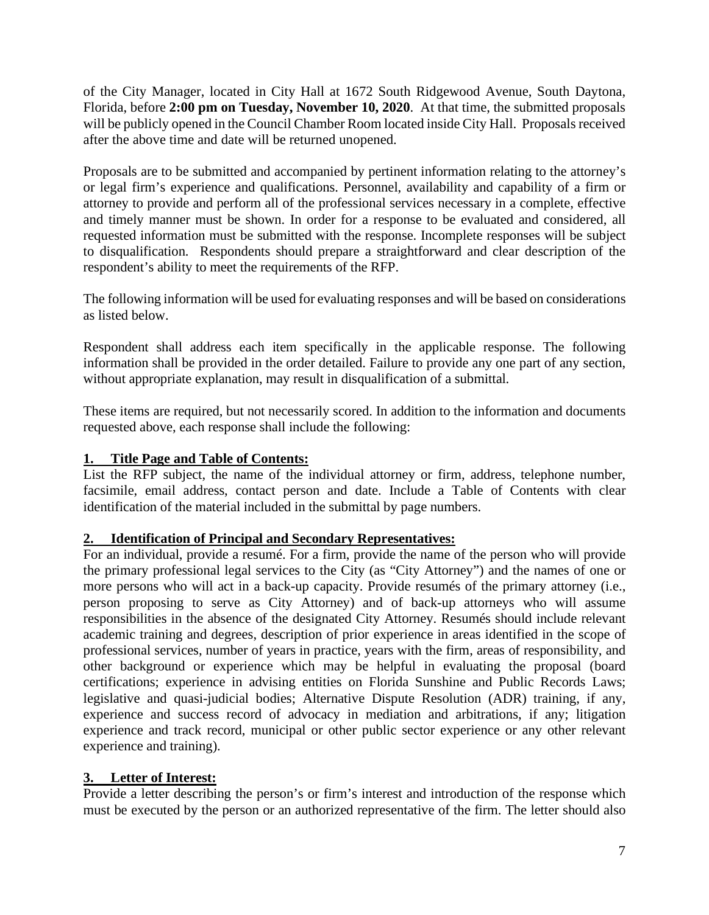of the City Manager, located in City Hall at 1672 South Ridgewood Avenue, South Daytona, Florida, before **2:00 pm on Tuesday, November 10, 2020**. At that time, the submitted proposals will be publicly opened in the Council Chamber Room located inside City Hall. Proposals received after the above time and date will be returned unopened.

Proposals are to be submitted and accompanied by pertinent information relating to the attorney's or legal firm's experience and qualifications. Personnel, availability and capability of a firm or attorney to provide and perform all of the professional services necessary in a complete, effective and timely manner must be shown. In order for a response to be evaluated and considered, all requested information must be submitted with the response. Incomplete responses will be subject to disqualification. Respondents should prepare a straightforward and clear description of the respondent's ability to meet the requirements of the RFP.

The following information will be used for evaluating responses and will be based on considerations as listed below.

Respondent shall address each item specifically in the applicable response. The following information shall be provided in the order detailed. Failure to provide any one part of any section, without appropriate explanation, may result in disqualification of a submittal.

These items are required, but not necessarily scored. In addition to the information and documents requested above, each response shall include the following:

**1. Title Page and Table of Contents:**

List the RFP subject, the name of the individual attorney or firm, address, telephone number, facsimile, email address, contact person and date. Include a Table of Contents with clear identification of the material included in the submittal by page numbers.

**2. Identification of Principal and Secondary Representatives:**

For an individual, provide a resumé. For a firm, provide the name of the person who will provide the primary professional legal services to the City (as "City Attorney") and the names of one or more persons who will act in a back-up capacity. Provide resumés of the primary attorney (i.e., person proposing to serve as City Attorney) and of back-up attorneys who will assume responsibilities in the absence of the designated City Attorney. Resumés should include relevant academic training and degrees, description of prior experience in areas identified in the scope of professional services, number of years in practice, years with the firm, areas of responsibility, and other background or experience which may be helpful in evaluating the proposal (board certifications; experience in advising entities on Florida Sunshine and Public Records Laws; legislative and quasi-judicial bodies; Alternative Dispute Resolution (ADR) training, if any, experience and success record of advocacy in mediation and arbitrations, if any; litigation experience and track record, municipal or other public sector experience or any other relevant experience and training).

**3. Letter of Interest:**

Provide a letter describing the person's or firm's interest and introduction of the response which must be executed by the person or an authorized representative of the firm. The letter should also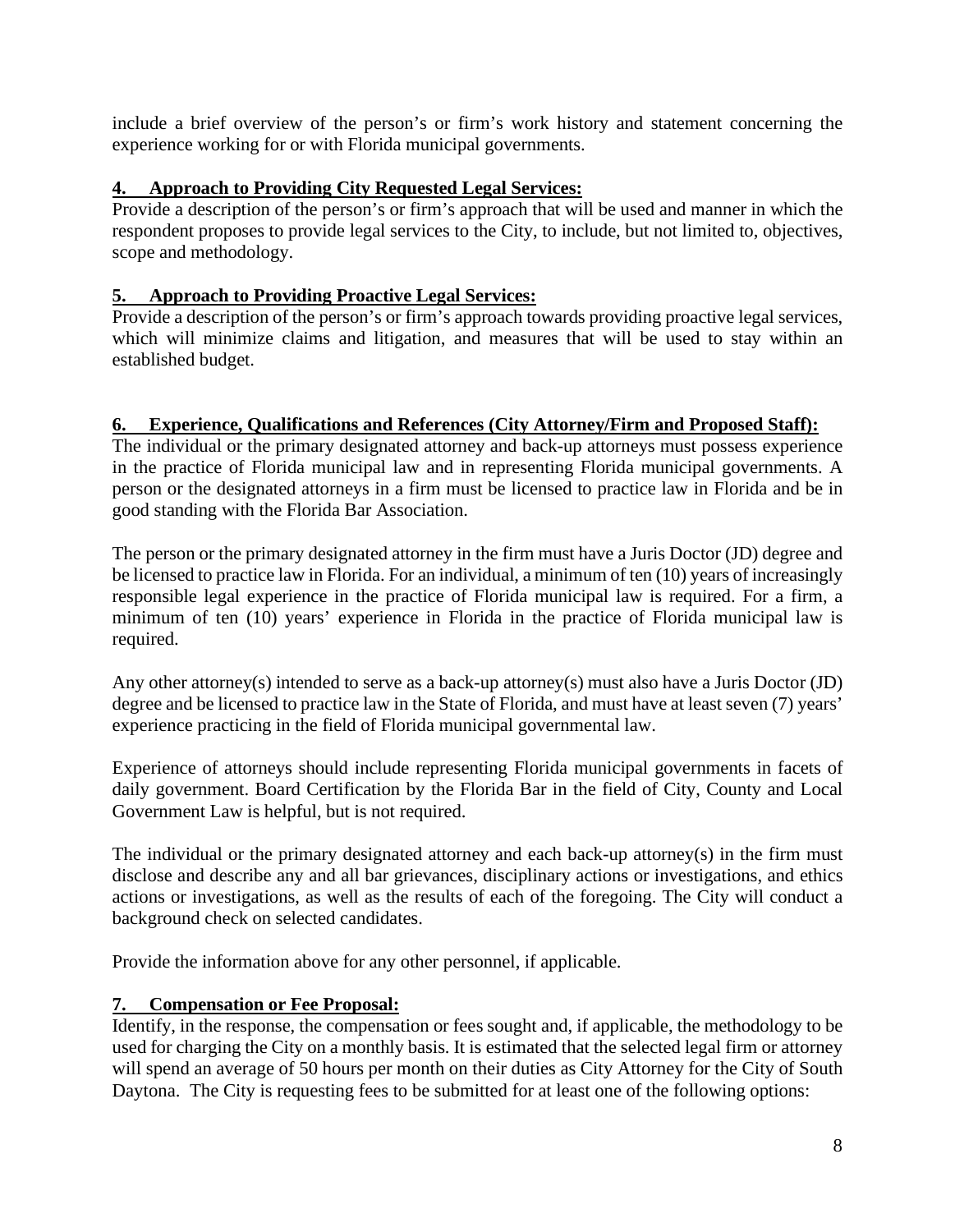include a brief overview of the person's or firm's work history and statement concerning the experience working for or with Florida municipal governments.

**4. Approach to Providing City Requested Legal Services:**

Provide a description of the person's or firm's approach that will be used and manner in which the respondent proposes to provide legal services to the City, to include, but not limited to, objectives, scope and methodology.

**5. Approach to Providing Proactive Legal Services:**

Provide a description of the person's or firm's approach towards providing proactive legal services, which will minimize claims and litigation, and measures that will be used to stay within an established budget.

**6. Experience, Qualifications and References (City Attorney/Firm and Proposed Staff):**

The individual or the primary designated attorney and back-up attorneys must possess experience in the practice of Florida municipal law and in representing Florida municipal governments. A person or the designated attorneys in a firm must be licensed to practice law in Florida and be in good standing with the Florida Bar Association.

The person or the primary designated attorney in the firm must have a Juris Doctor (JD) degree and be licensed to practice law in Florida. For an individual, a minimum of ten (10) years of increasingly responsible legal experience in the practice of Florida municipal law is required. For a firm, a minimum of ten (10) years' experience in Florida in the practice of Florida municipal law is required.

Any other attorney(s) intended to serve as a back-up attorney(s) must also have a Juris Doctor (JD) degree and be licensed to practice law in the State of Florida, and must have at least seven (7) years' experience practicing in the field of Florida municipal governmental law.

Experience of attorneys should include representing Florida municipal governments in facets of daily government. Board Certification by the Florida Bar in the field of City, County and Local Government Law is helpful, but is not required.

The individual or the primary designated attorney and each back-up attorney(s) in the firm must disclose and describe any and all bar grievances, disciplinary actions or investigations, and ethics actions or investigations, as well as the results of each of the foregoing. The City will conduct a background check on selected candidates.

Provide the information above for any other personnel, if applicable.

**7. Compensation or Fee Proposal:**

Identify, in the response, the compensation or fees sought and, if applicable, the methodology to be used for charging the City on a monthly basis. It is estimated that the selected legal firm or attorney will spend an average of 50 hours per month on their duties as City Attorney for the City of South Daytona. The City is requesting fees to be submitted for at least one of the following options: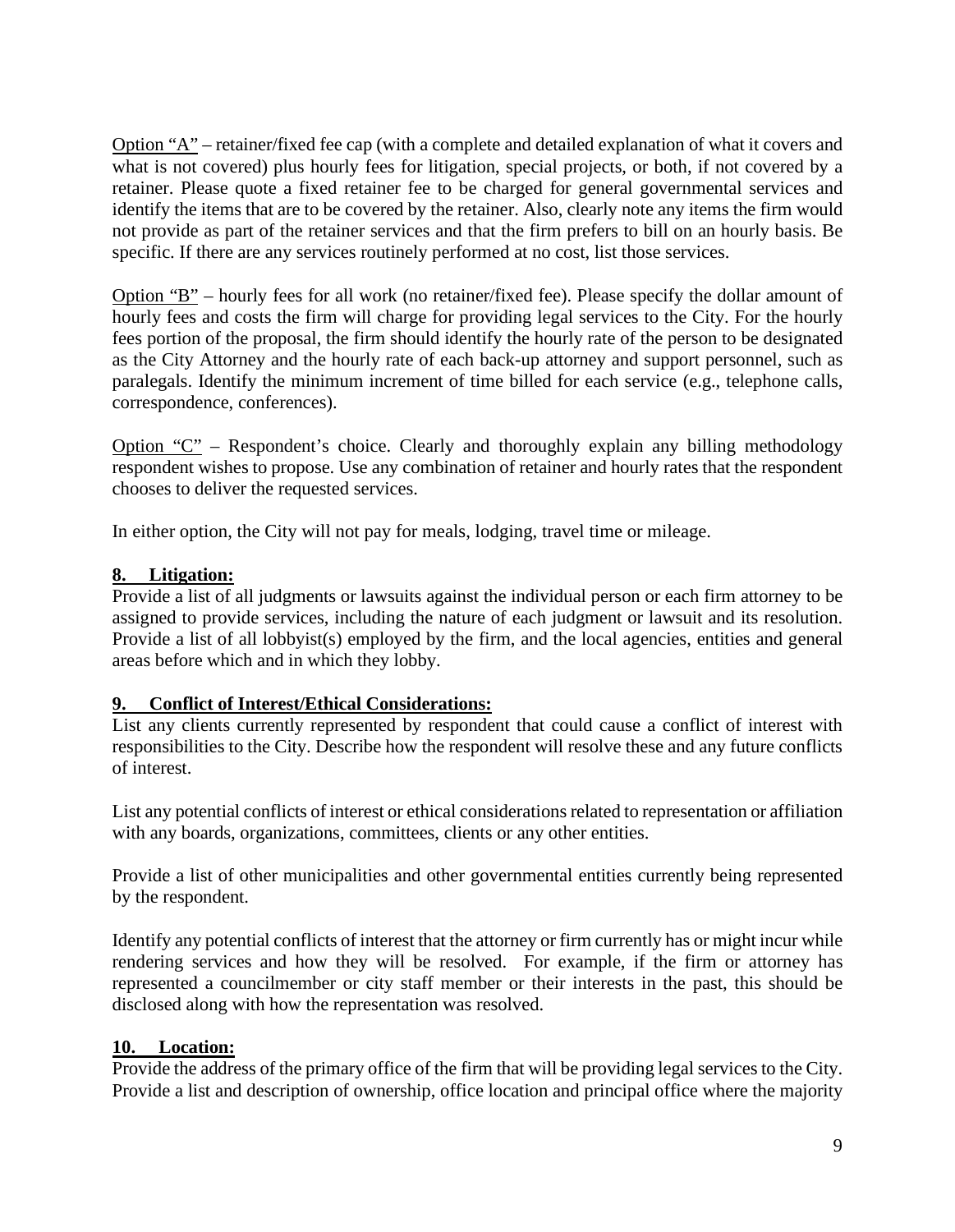Option "A" – retainer/fixed fee cap (with a complete and detailed explanation of what it covers and what is not covered) plus hourly fees for litigation, special projects, or both, if not covered by a retainer. Please quote a fixed retainer fee to be charged for general governmental services and identify the items that are to be covered by the retainer. Also, clearly note any items the firm would not provide as part of the retainer services and that the firm prefers to bill on an hourly basis. Be specific. If there are any services routinely performed at no cost, list those services.

Option "B" – hourly fees for all work (no retainer/fixed fee). Please specify the dollar amount of hourly fees and costs the firm will charge for providing legal services to the City. For the hourly fees portion of the proposal, the firm should identify the hourly rate of the person to be designated as the City Attorney and the hourly rate of each back-up attorney and support personnel, such as paralegals. Identify the minimum increment of time billed for each service (e.g., telephone calls, correspondence, conferences).

Option "C" – Respondent's choice. Clearly and thoroughly explain any billing methodology respondent wishes to propose. Use any combination of retainer and hourly rates that the respondent chooses to deliver the requested services.

In either option, the City will not pay for meals, lodging, travel time or mileage.

**8. Litigation:**

Provide a list of all judgments or lawsuits against the individual person or each firm attorney to be assigned to provide services, including the nature of each judgment or lawsuit and its resolution. Provide a list of all lobbyist(s) employed by the firm, and the local agencies, entities and general areas before which and in which they lobby.

**9. Conflict of Interest/Ethical Considerations:**

List any clients currently represented by respondent that could cause a conflict of interest with responsibilities to the City. Describe how the respondent will resolve these and any future conflicts of interest.

List any potential conflicts of interest or ethical considerations related to representation or affiliation with any boards, organizations, committees, clients or any other entities.

Provide a list of other municipalities and other governmental entities currently being represented by the respondent.

Identify any potential conflicts of interest that the attorney or firm currently has or might incur while rendering services and how they will be resolved. For example, if the firm or attorney has represented a councilmember or city staff member or their interests in the past, this should be disclosed along with how the representation was resolved.

**10. Location:**

Provide the address of the primary office of the firm that will be providing legal services to the City. Provide a list and description of ownership, office location and principal office where the majority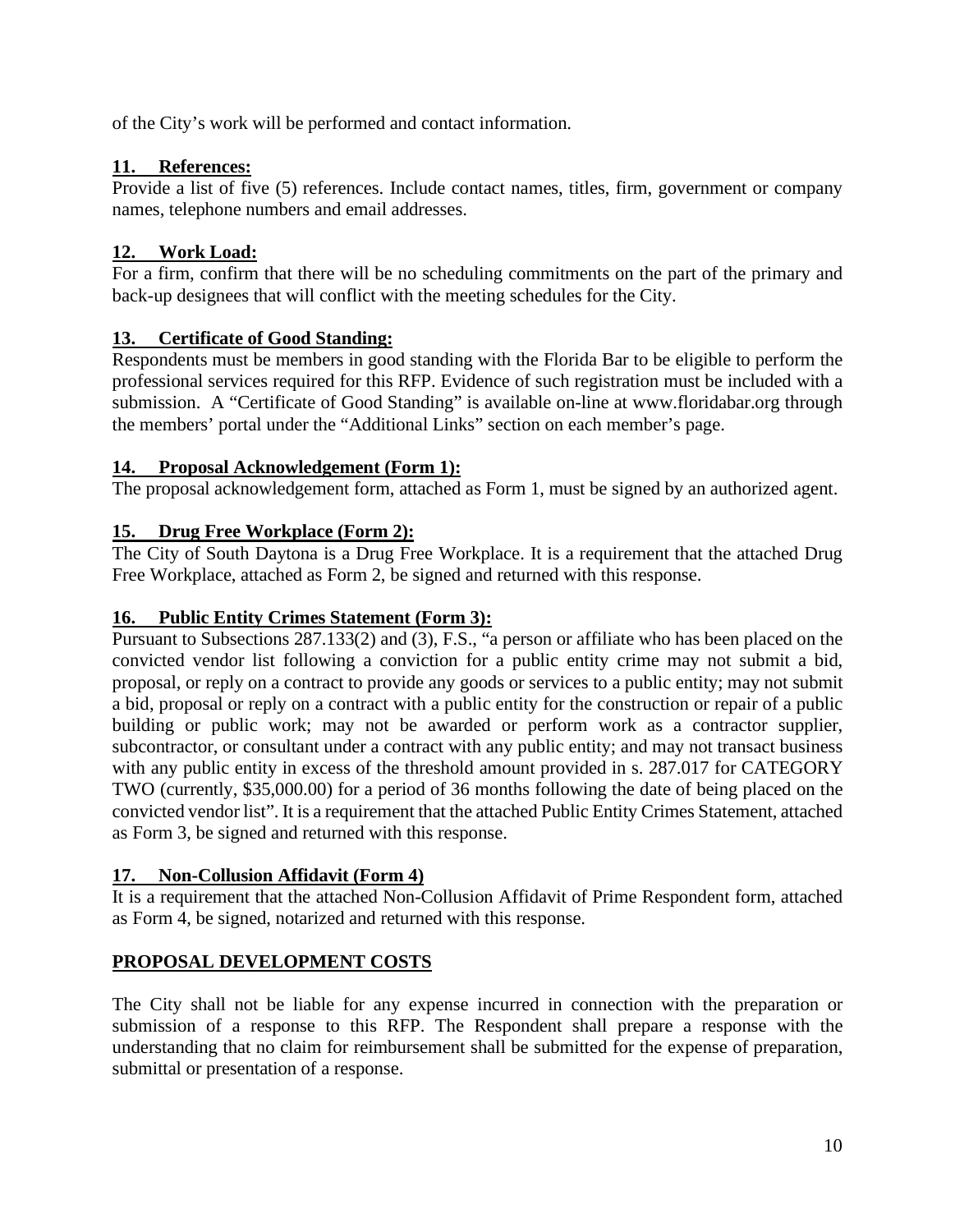of the City's work will be performed and contact information.

**11. References:**

Provide a list of five (5) references. Include contact names, titles, firm, government or company names, telephone numbers and email addresses.

**12. Work Load:**

For a firm, confirm that there will be no scheduling commitments on the part of the primary and back-up designees that will conflict with the meeting schedules for the City.

**13. Certificate of Good Standing:**

Respondents must be members in good standing with the Florida Bar to be eligible to perform the professional services required for this RFP. Evidence of such registration must be included with a submission. A "Certificate of Good Standing" is available on-line at www.floridabar.org through the members' portal under the "Additional Links" section on each member's page.

**14. Proposal Acknowledgement (Form 1):**

The proposal acknowledgement form, attached as Form 1, must be signed by an authorized agent.

**15. Drug Free Workplace (Form 2):**

The City of South Daytona is a Drug Free Workplace. It is a requirement that the attached Drug Free Workplace, attached as Form 2, be signed and returned with this response.

**16. Public Entity Crimes Statement (Form 3):**

Pursuant to Subsections 287.133(2) and (3), F.S., "a person or affiliate who has been placed on the convicted vendor list following a conviction for a public entity crime may not submit a bid, proposal, or reply on a contract to provide any goods or services to a public entity; may not submit a bid, proposal or reply on a contract with a public entity for the construction or repair of a public building or public work; may not be awarded or perform work as a contractor supplier, subcontractor, or consultant under a contract with any public entity; and may not transact business with any public entity in excess of the threshold amount provided in s. 287.017 for CATEGORY TWO (currently, $35,000.00) for a period of 36 months following the date of being placed on the convicted vendor list". It is a requirement that the attached Public Entity Crimes Statement, attached as Form 3, be signed and returned with this response.

**17. Non-Collusion Affidavit (Form 4)**

It is a requirement that the attached Non-Collusion Affidavit of Prime Respondent form, attached as Form 4, be signed, notarized and returned with this response.

## PROPOSAL DEVELOPMENT COSTS

The City shall not be liable for any expense incurred in connection with the preparation or submission of a response to this RFP. The Respondent shall prepare a response with the understanding that no claim for reimbursement shall be submitted for the expense of preparation, submittal or presentation of a response.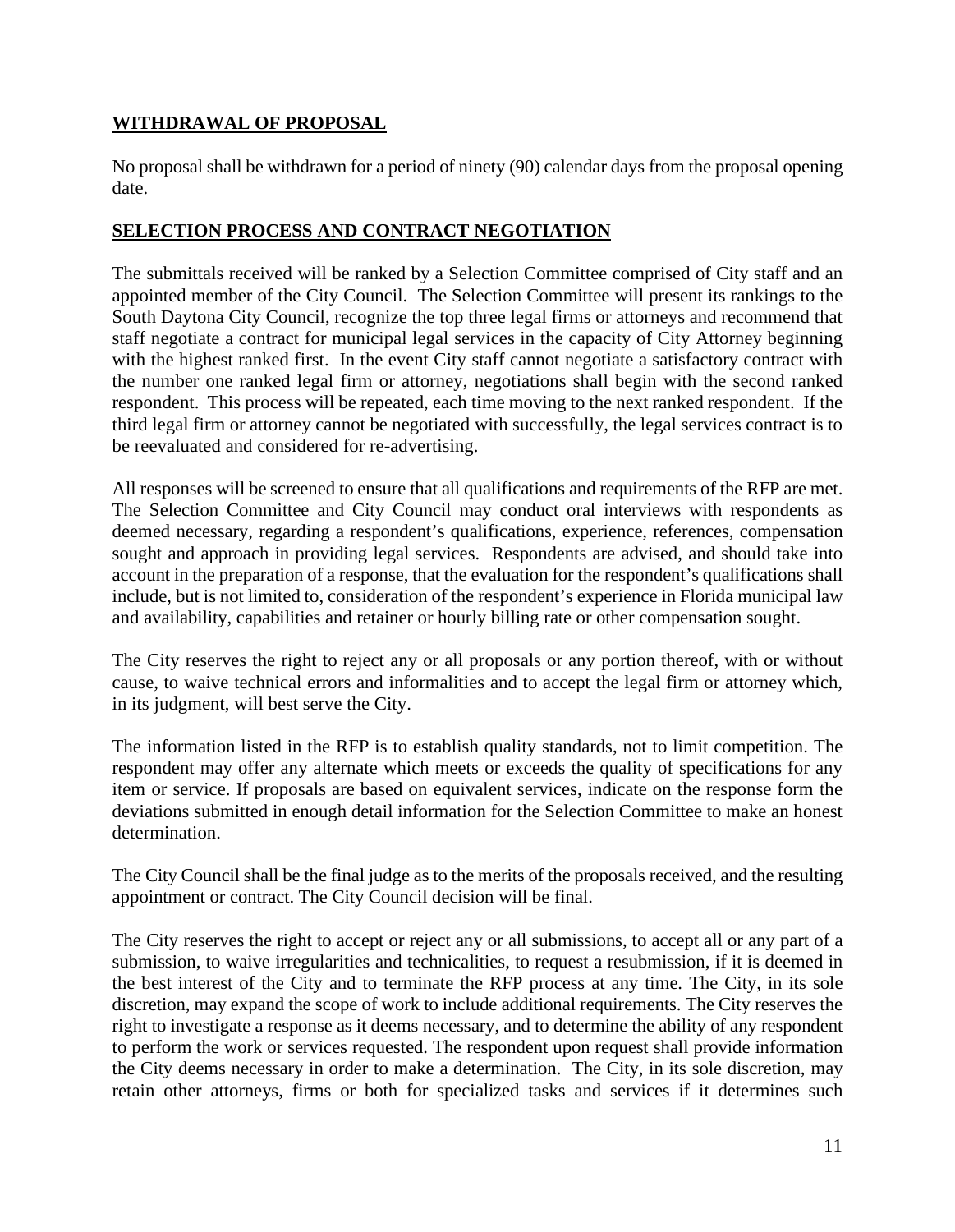## WITHDRAWAL OF PROPOSAL

No proposal shall be withdrawn for a period of ninety (90) calendar days from the proposal opening date.

## SELECTION PROCESS AND CONTRACT NEGOTIATION

The submittals received will be ranked by a Selection Committee comprised of City staff and an appointed member of the City Council. The Selection Committee will present its rankings to the South Daytona City Council, recognize the top three legal firms or attorneys and recommend that staff negotiate a contract for municipal legal services in the capacity of City Attorney beginning with the highest ranked first. In the event City staff cannot negotiate a satisfactory contract with the number one ranked legal firm or attorney, negotiations shall begin with the second ranked respondent. This process will be repeated, each time moving to the next ranked respondent. If the third legal firm or attorney cannot be negotiated with successfully, the legal services contract is to be reevaluated and considered for re-advertising.

All responses will be screened to ensure that all qualifications and requirements of the RFP are met. The Selection Committee and City Council may conduct oral interviews with respondents as deemed necessary, regarding a respondent's qualifications, experience, references, compensation sought and approach in providing legal services. Respondents are advised, and should take into account in the preparation of a response, that the evaluation for the respondent's qualifications shall include, but is not limited to, consideration of the respondent's experience in Florida municipal law and availability, capabilities and retainer or hourly billing rate or other compensation sought.

The City reserves the right to reject any or all proposals or any portion thereof, with or without cause, to waive technical errors and informalities and to accept the legal firm or attorney which, in its judgment, will best serve the City.

The information listed in the RFP is to establish quality standards, not to limit competition. The respondent may offer any alternate which meets or exceeds the quality of specifications for any item or service. If proposals are based on equivalent services, indicate on the response form the deviations submitted in enough detail information for the Selection Committee to make an honest determination.

The City Council shall be the final judge as to the merits of the proposals received, and the resulting appointment or contract. The City Council decision will be final.

The City reserves the right to accept or reject any or all submissions, to accept all or any part of a submission, to waive irregularities and technicalities, to request a resubmission, if it is deemed in the best interest of the City and to terminate the RFP process at any time. The City, in its sole discretion, may expand the scope of work to include additional requirements. The City reserves the right to investigate a response as it deems necessary, and to determine the ability of any respondent to perform the work or services requested. The respondent upon request shall provide information the City deems necessary in order to make a determination. The City, in its sole discretion, may retain other attorneys, firms or both for specialized tasks and services if it determines such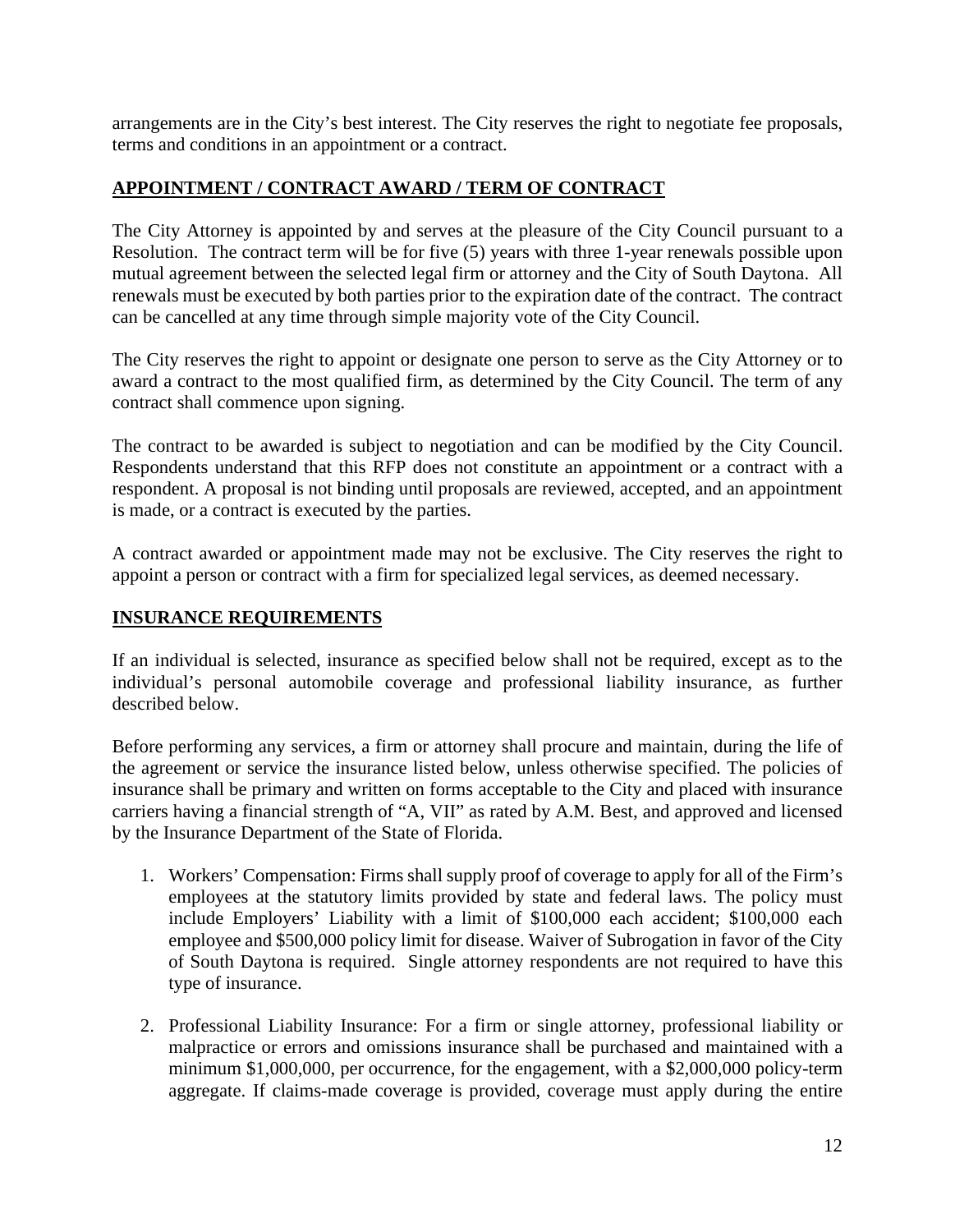arrangements are in the City's best interest. The City reserves the right to negotiate fee proposals, terms and conditions in an appointment or a contract.

## APPOINTMENT / CONTRACT AWARD / TERM OF CONTRACT

The City Attorney is appointed by and serves at the pleasure of the City Council pursuant to a Resolution. The contract term will be for five (5) years with three 1-year renewals possible upon mutual agreement between the selected legal firm or attorney and the City of South Daytona. All renewals must be executed by both parties prior to the expiration date of the contract. The contract can be cancelled at any time through simple majority vote of the City Council.

The City reserves the right to appoint or designate one person to serve as the City Attorney or to award a contract to the most qualified firm, as determined by the City Council. The term of any contract shall commence upon signing.

The contract to be awarded is subject to negotiation and can be modified by the City Council. Respondents understand that this RFP does not constitute an appointment or a contract with a respondent. A proposal is not binding until proposals are reviewed, accepted, and an appointment is made, or a contract is executed by the parties.

A contract awarded or appointment made may not be exclusive. The City reserves the right to appoint a person or contract with a firm for specialized legal services, as deemed necessary.

## INSURANCE REQUIREMENTS

If an individual is selected, insurance as specified below shall not be required, except as to the individual's personal automobile coverage and professional liability insurance, as further described below.

Before performing any services, a firm or attorney shall procure and maintain, during the life of the agreement or service the insurance listed below, unless otherwise specified. The policies of insurance shall be primary and written on forms acceptable to the City and placed with insurance carriers having a financial strength of "A, VII" as rated by A.M. Best, and approved and licensed by the Insurance Department of the State of Florida.

1. Workers' Compensation: Firms shall supply proof of coverage to apply for all of the Firm's employees at the statutory limits provided by state and federal laws. The policy must include Employers' Liability with a limit of $100,000 each accident; $100,000 each employee and $500,000 policy limit for disease. Waiver of Subrogation in favor of the City of South Daytona is required. Single attorney respondents are not required to have this type of insurance.

2. Professional Liability Insurance: For a firm or single attorney, professional liability or malpractice or errors and omissions insurance shall be purchased and maintained with a minimum $1,000,000, per occurrence, for the engagement, with a $2,000,000 policy-term aggregate. If claims-made coverage is provided, coverage must apply during the entire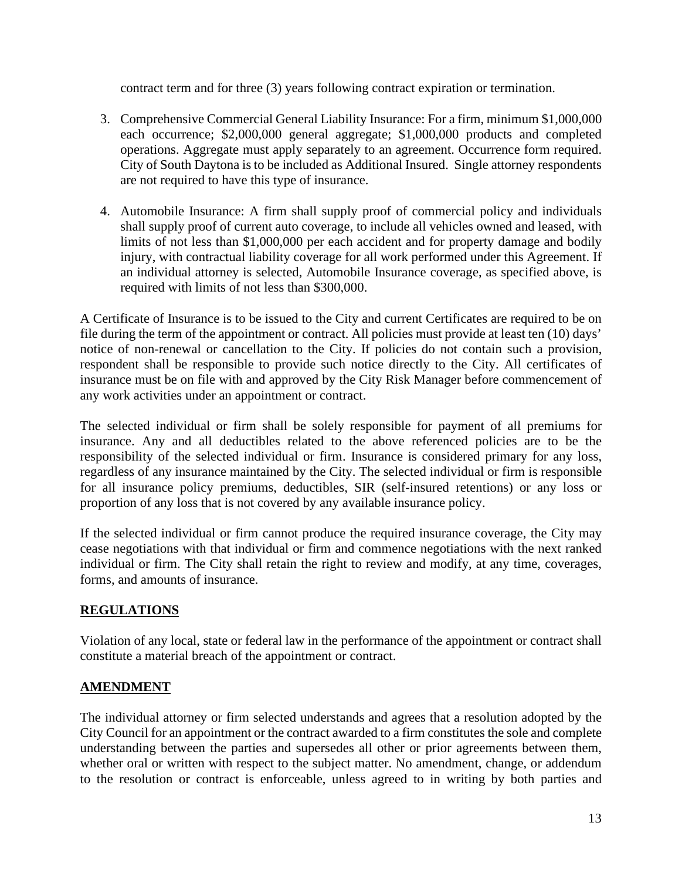contract term and for three (3) years following contract expiration or termination.

3. Comprehensive Commercial General Liability Insurance: For a firm, minimum $1,000,000 each occurrence; $2,000,000 general aggregate; $1,000,000 products and completed operations. Aggregate must apply separately to an agreement. Occurrence form required. City of South Daytona is to be included as Additional Insured. Single attorney respondents are not required to have this type of insurance.

4. Automobile Insurance: A firm shall supply proof of commercial policy and individuals shall supply proof of current auto coverage, to include all vehicles owned and leased, with limits of not less than $1,000,000 per each accident and for property damage and bodily injury, with contractual liability coverage for all work performed under this Agreement. If an individual attorney is selected, Automobile Insurance coverage, as specified above, is required with limits of not less than $300,000.

A Certificate of Insurance is to be issued to the City and current Certificates are required to be on file during the term of the appointment or contract. All policies must provide at least ten (10) days' notice of non-renewal or cancellation to the City. If policies do not contain such a provision, respondent shall be responsible to provide such notice directly to the City. All certificates of insurance must be on file with and approved by the City Risk Manager before commencement of any work activities under an appointment or contract.

The selected individual or firm shall be solely responsible for payment of all premiums for insurance. Any and all deductibles related to the above referenced policies are to be the responsibility of the selected individual or firm. Insurance is considered primary for any loss, regardless of any insurance maintained by the City. The selected individual or firm is responsible for all insurance policy premiums, deductibles, SIR (self-insured retentions) or any loss or proportion of any loss that is not covered by any available insurance policy.

If the selected individual or firm cannot produce the required insurance coverage, the City may cease negotiations with that individual or firm and commence negotiations with the next ranked individual or firm. The City shall retain the right to review and modify, at any time, coverages, forms, and amounts of insurance.

## REGULATIONS

Violation of any local, state or federal law in the performance of the appointment or contract shall constitute a material breach of the appointment or contract.

## AMENDMENT

The individual attorney or firm selected understands and agrees that a resolution adopted by the City Council for an appointment or the contract awarded to a firm constitutes the sole and complete understanding between the parties and supersedes all other or prior agreements between them, whether oral or written with respect to the subject matter. No amendment, change, or addendum to the resolution or contract is enforceable, unless agreed to in writing by both parties and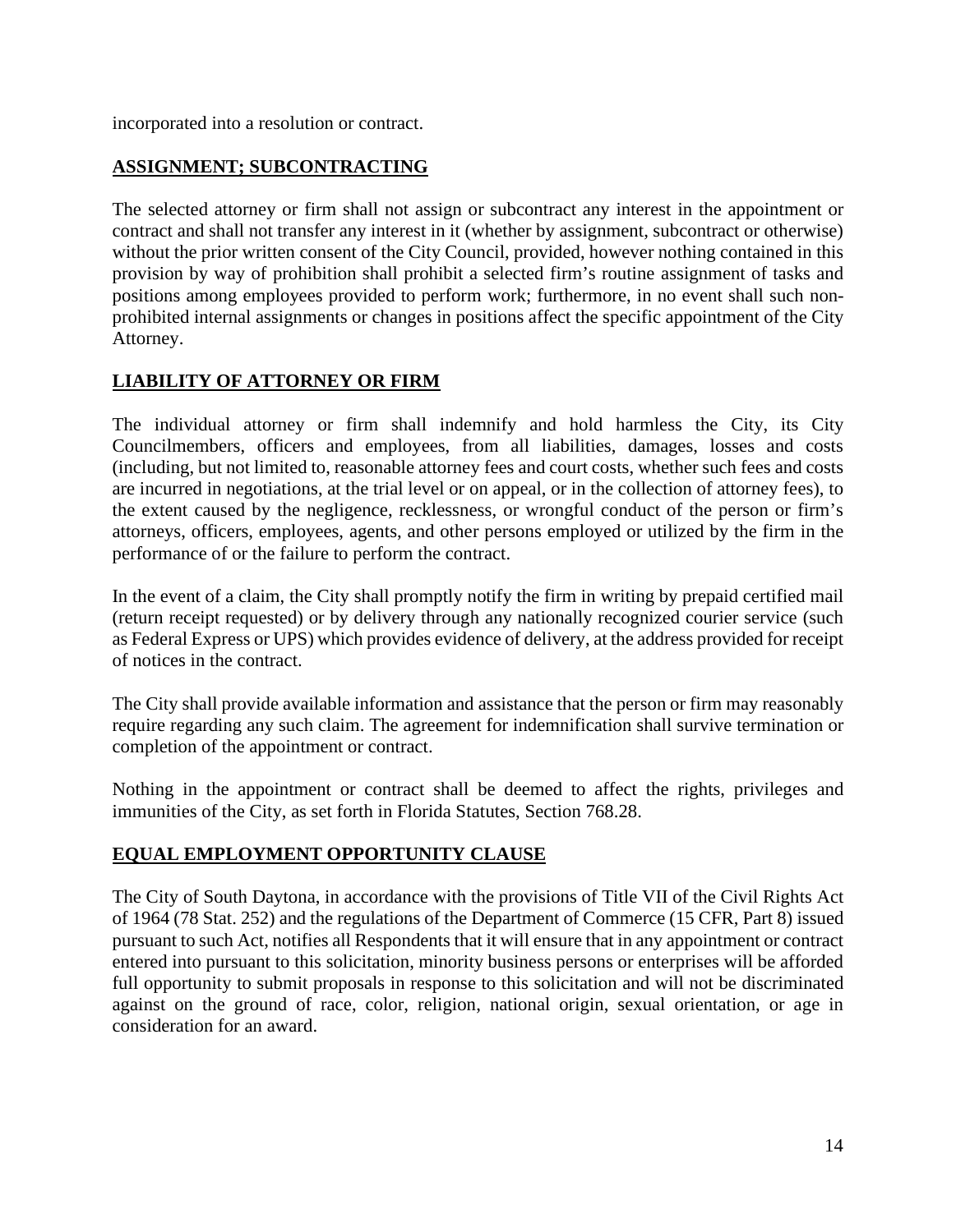incorporated into a resolution or contract.

## ASSIGNMENT; SUBCONTRACTING

The selected attorney or firm shall not assign or subcontract any interest in the appointment or contract and shall not transfer any interest in it (whether by assignment, subcontract or otherwise) without the prior written consent of the City Council, provided, however nothing contained in this provision by way of prohibition shall prohibit a selected firm's routine assignment of tasks and positions among employees provided to perform work; furthermore, in no event shall such non-prohibited internal assignments or changes in positions affect the specific appointment of the City Attorney.

## LIABILITY OF ATTORNEY OR FIRM

The individual attorney or firm shall indemnify and hold harmless the City, its City Councilmembers, officers and employees, from all liabilities, damages, losses and costs (including, but not limited to, reasonable attorney fees and court costs, whether such fees and costs are incurred in negotiations, at the trial level or on appeal, or in the collection of attorney fees), to the extent caused by the negligence, recklessness, or wrongful conduct of the person or firm's attorneys, officers, employees, agents, and other persons employed or utilized by the firm in the performance of or the failure to perform the contract.

In the event of a claim, the City shall promptly notify the firm in writing by prepaid certified mail (return receipt requested) or by delivery through any nationally recognized courier service (such as Federal Express or UPS) which provides evidence of delivery, at the address provided for receipt of notices in the contract.

The City shall provide available information and assistance that the person or firm may reasonably require regarding any such claim. The agreement for indemnification shall survive termination or completion of the appointment or contract.

Nothing in the appointment or contract shall be deemed to affect the rights, privileges and immunities of the City, as set forth in Florida Statutes, Section 768.28.

## EQUAL EMPLOYMENT OPPORTUNITY CLAUSE

The City of South Daytona, in accordance with the provisions of Title VII of the Civil Rights Act of 1964 (78 Stat. 252) and the regulations of the Department of Commerce (15 CFR, Part 8) issued pursuant to such Act, notifies all Respondents that it will ensure that in any appointment or contract entered into pursuant to this solicitation, minority business persons or enterprises will be afforded full opportunity to submit proposals in response to this solicitation and will not be discriminated against on the ground of race, color, religion, national origin, sexual orientation, or age in consideration for an award.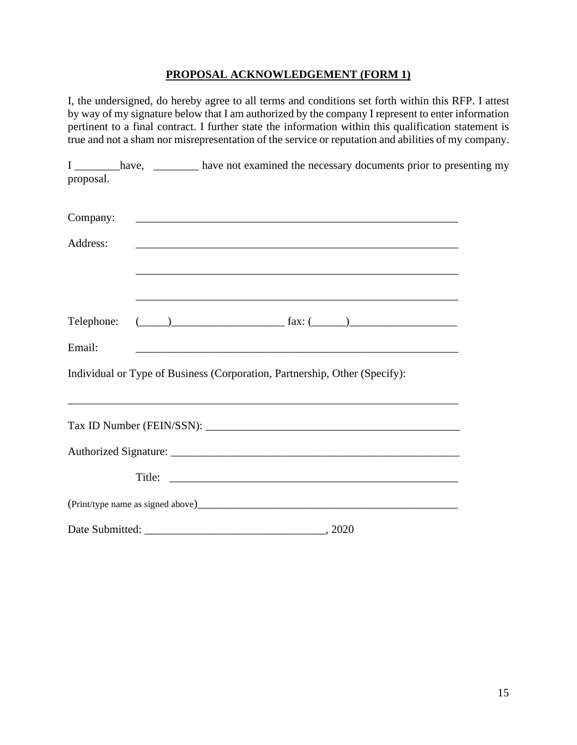**PROPOSAL ACKNOWLEDGEMENT (FORM 1)**

I, the undersigned, do hereby agree to all terms and conditions set forth within this RFP. I attest by way of my signature below that I am authorized by the company I represent to enter information pertinent to a final contract. I further state the information within this qualification statement is true and not a sham nor misrepresentation of the service or reputation and abilities of my company.

I ________have, ________ have not examined the necessary documents prior to presenting my proposal.

Company: ____________________________________________________________

Address: ____________________________________________________________

____________________________________________________________

____________________________________________________________

Telephone: (_____)____________________ fax: (______)___________________

Email: ____________________________________________________________

Individual or Type of Business (Corporation, Partnership, Other (Specify):

______________________________________________________________________

Tax ID Number (FEIN/SSN): ______________________________________________

Authorized Signature: ___________________________________________________

Title: _____________________________________________________

(Print/type name as signed above)_____________________________________________

Date Submitted: _______________________________, 2020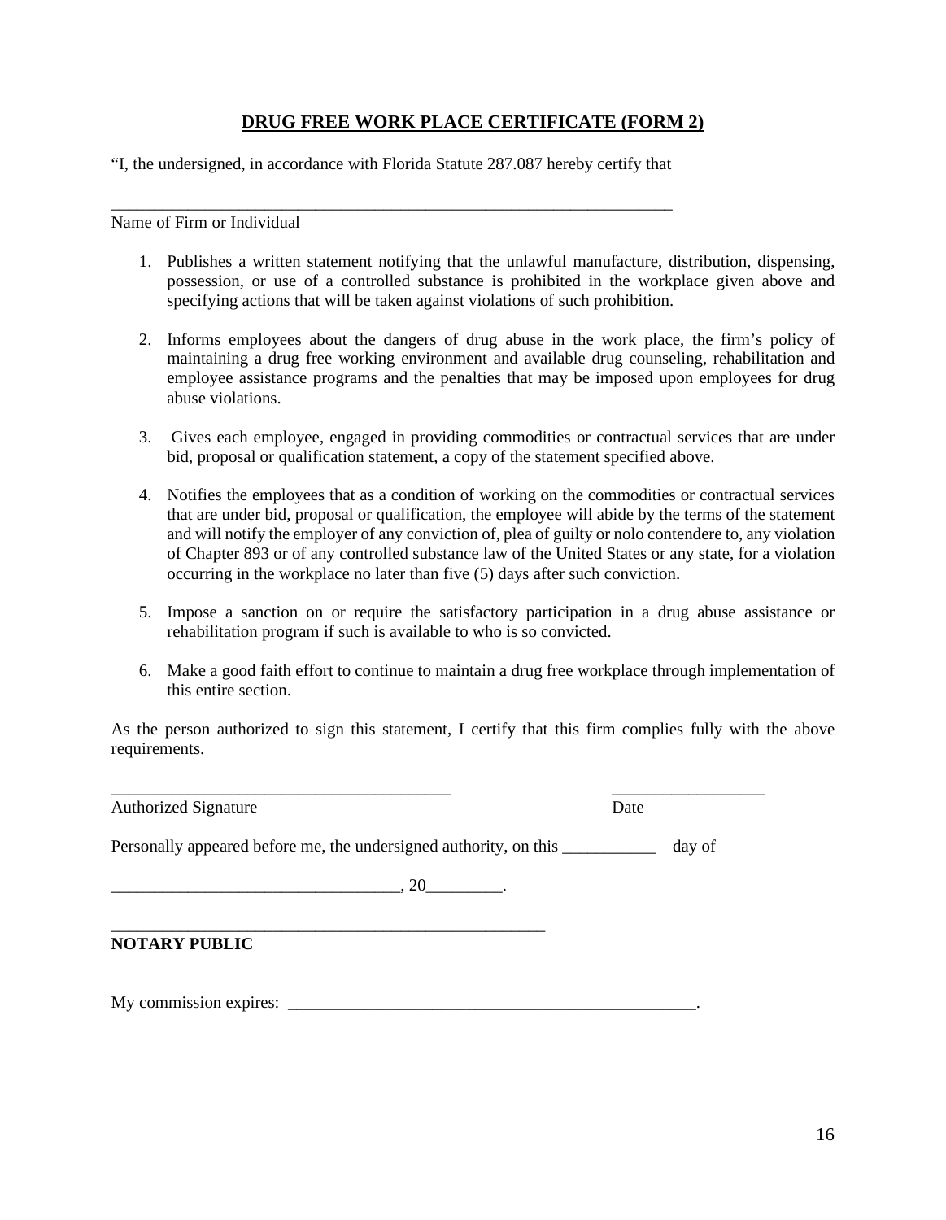## **DRUG FREE WORK PLACE CERTIFICATE (FORM 2)**

"I, the undersigned, in accordance with Florida Statute 287.087 hereby certify that

______________________________________________________________________
Name of Firm or Individual

1. Publishes a written statement notifying that the unlawful manufacture, distribution, dispensing, possession, or use of a controlled substance is prohibited in the workplace given above and specifying actions that will be taken against violations of such prohibition.

2. Informs employees about the dangers of drug abuse in the work place, the firm's policy of maintaining a drug free working environment and available drug counseling, rehabilitation and employee assistance programs and the penalties that may be imposed upon employees for drug abuse violations.

3. Gives each employee, engaged in providing commodities or contractual services that are under bid, proposal or qualification statement, a copy of the statement specified above.

4. Notifies the employees that as a condition of working on the commodities or contractual services that are under bid, proposal or qualification, the employee will abide by the terms of the statement and will notify the employer of any conviction of, plea of guilty or nolo contendere to, any violation of Chapter 893 or of any controlled substance law of the United States or any state, for a violation occurring in the workplace no later than five (5) days after such conviction.

5. Impose a sanction on or require the satisfactory participation in a drug abuse assistance or rehabilitation program if such is available to who is so convicted.

6. Make a good faith effort to continue to maintain a drug free workplace through implementation of this entire section.

As the person authorized to sign this statement, I certify that this firm complies fully with the above requirements.

__________________________________________ __________________
Authorized Signature Date

Personally appeared before me, the undersigned authority, on this ___________ day of

__________________________________, 20_________.

______________________________________________________
**NOTARY PUBLIC**

My commission expires: __________________________________________________.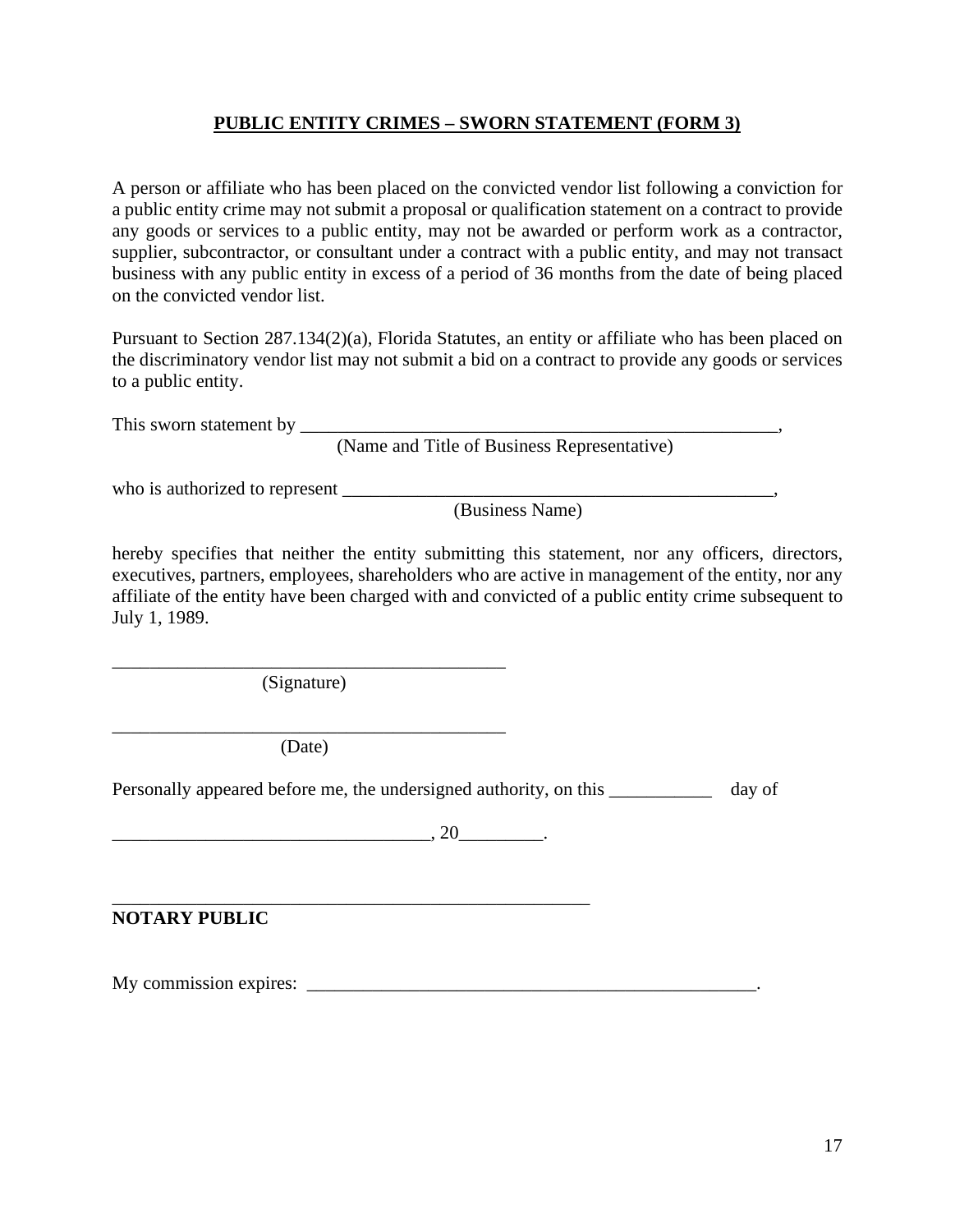## PUBLIC ENTITY CRIMES – SWORN STATEMENT (FORM 3)

A person or affiliate who has been placed on the convicted vendor list following a conviction for a public entity crime may not submit a proposal or qualification statement on a contract to provide any goods or services to a public entity, may not be awarded or perform work as a contractor, supplier, subcontractor, or consultant under a contract with a public entity, and may not transact business with any public entity in excess of a period of 36 months from the date of being placed on the convicted vendor list.

Pursuant to Section 287.134(2)(a), Florida Statutes, an entity or affiliate who has been placed on the discriminatory vendor list may not submit a bid on a contract to provide any goods or services to a public entity.

This sworn statement by _____________________________________________________,
(Name and Title of Business Representative)

who is authorized to represent ________________________________________________,
(Business Name)

hereby specifies that neither the entity submitting this statement, nor any officers, directors, executives, partners, employees, shareholders who are active in management of the entity, nor any affiliate of the entity have been charged with and convicted of a public entity crime subsequent to July 1, 1989.

___________________________________________
(Signature)

___________________________________________
(Date)

Personally appeared before me, the undersigned authority, on this ___________ day of

_________________________________, 20_________.

_____________________________________________________
**NOTARY PUBLIC**

My commission expires: ________________________________________________.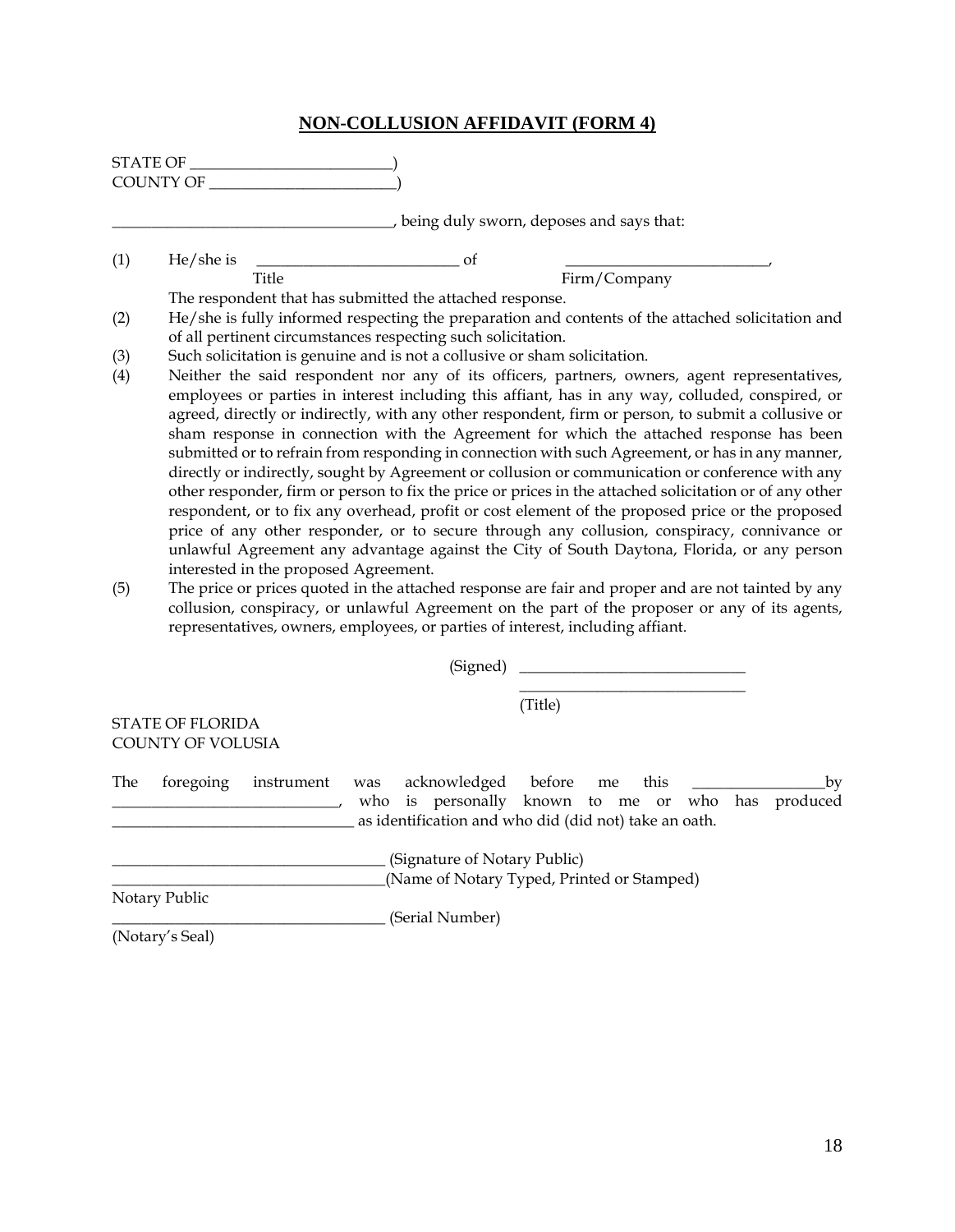## NON-COLLUSION AFFIDAVIT (FORM 4)

STATE OF __________________________)
COUNTY OF _________________________)

____________________________________, being duly sworn, deposes and says that:

(1) He/she is ___________________________ of ___________________________,
Title Firm/Company
The respondent that has submitted the attached response.

(2) He/she is fully informed respecting the preparation and contents of the attached solicitation and of all pertinent circumstances respecting such solicitation.

(3) Such solicitation is genuine and is not a collusive or sham solicitation.

(4) Neither the said respondent nor any of its officers, partners, owners, agent representatives, employees or parties in interest including this affiant, has in any way, colluded, conspired, or agreed, directly or indirectly, with any other respondent, firm or person, to submit a collusive or sham response in connection with the Agreement for which the attached response has been submitted or to refrain from responding in connection with such Agreement, or has in any manner, directly or indirectly, sought by Agreement or collusion or communication or conference with any other responder, firm or person to fix the price or prices in the attached solicitation or of any other respondent, or to fix any overhead, profit or cost element of the proposed price or the proposed price of any other responder, or to secure through any collusion, conspiracy, connivance or unlawful Agreement any advantage against the City of South Daytona, Florida, or any person interested in the proposed Agreement.

(5) The price or prices quoted in the attached response are fair and proper and are not tainted by any collusion, conspiracy, or unlawful Agreement on the part of the proposer or any of its agents, representatives, owners, employees, or parties of interest, including affiant.

(Signed) ______________________________
______________________________
(Title)

STATE OF FLORIDA
COUNTY OF VOLUSIA

The foregoing instrument was acknowledged before me this _________________by _____________________________, who is personally known to me or who has produced ________________________________ as identification and who did (did not) take an oath.

____________________________________ (Signature of Notary Public)
____________________________________(Name of Notary Typed, Printed or Stamped)
Notary Public
____________________________________ (Serial Number)
(Notary's Seal)